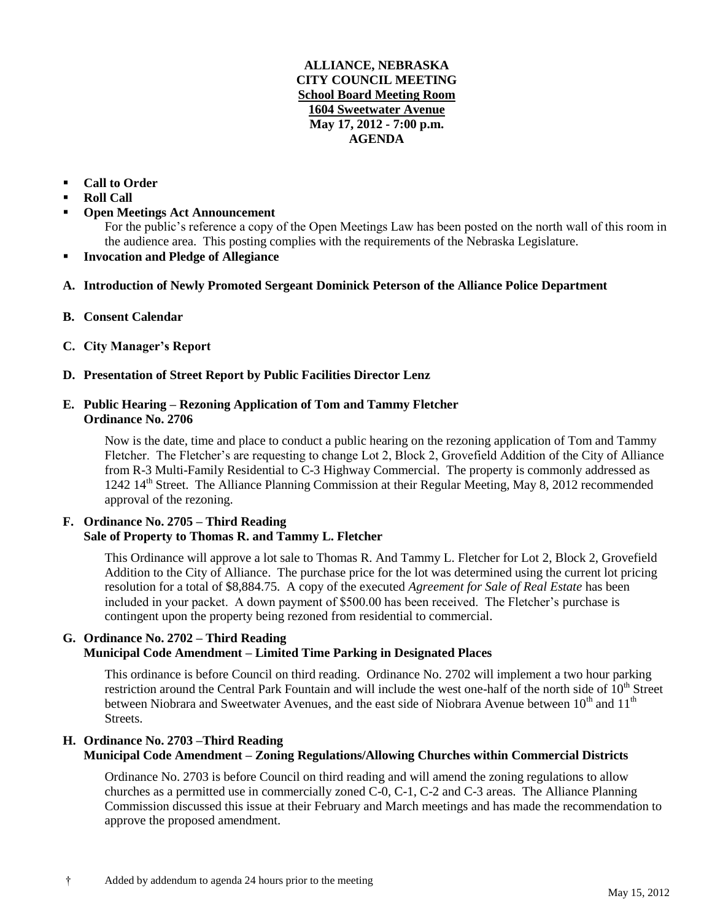# ALLIANCE, NEBRASKA
## CITY COUNCIL MEETING
**School Board Meeting Room**
**1604 Sweetwater Avenue**
**May 17, 2012 - 7:00 p.m.**
**AGENDA**

- **Call to Order**
- **Roll Call**
- **Open Meetings Act Announcement**
  For the public's reference a copy of the Open Meetings Law has been posted on the north wall of this room in the audience area. This posting complies with the requirements of the Nebraska Legislature.
- **Invocation and Pledge of Allegiance**

**A. Introduction of Newly Promoted Sergeant Dominick Peterson of the Alliance Police Department**

**B. Consent Calendar**

**C. City Manager's Report**

**D. Presentation of Street Report by Public Facilities Director Lenz**

**E. Public Hearing – Rezoning Application of Tom and Tammy Fletcher**
**Ordinance No. 2706**

Now is the date, time and place to conduct a public hearing on the rezoning application of Tom and Tammy Fletcher. The Fletcher's are requesting to change Lot 2, Block 2, Grovefield Addition of the City of Alliance from R-3 Multi-Family Residential to C-3 Highway Commercial. The property is commonly addressed as 1242 14th Street. The Alliance Planning Commission at their Regular Meeting, May 8, 2012 recommended approval of the rezoning.

**F. Ordinance No. 2705 – Third Reading**
**Sale of Property to Thomas R. and Tammy L. Fletcher**

This Ordinance will approve a lot sale to Thomas R. And Tammy L. Fletcher for Lot 2, Block 2, Grovefield Addition to the City of Alliance. The purchase price for the lot was determined using the current lot pricing resolution for a total of $8,884.75. A copy of the executed *Agreement for Sale of Real Estate* has been included in your packet. A down payment of $500.00 has been received. The Fletcher's purchase is contingent upon the property being rezoned from residential to commercial.

**G. Ordinance No. 2702 – Third Reading**
**Municipal Code Amendment – Limited Time Parking in Designated Places**

This ordinance is before Council on third reading. Ordinance No. 2702 will implement a two hour parking restriction around the Central Park Fountain and will include the west one-half of the north side of 10th Street between Niobrara and Sweetwater Avenues, and the east side of Niobrara Avenue between 10th and 11th Streets.

**H. Ordinance No. 2703 –Third Reading**
**Municipal Code Amendment – Zoning Regulations/Allowing Churches within Commercial Districts**

Ordinance No. 2703 is before Council on third reading and will amend the zoning regulations to allow churches as a permitted use in commercially zoned C-0, C-1, C-2 and C-3 areas. The Alliance Planning Commission discussed this issue at their February and March meetings and has made the recommendation to approve the proposed amendment.

† Added by addendum to agenda 24 hours prior to the meeting

May 15, 2012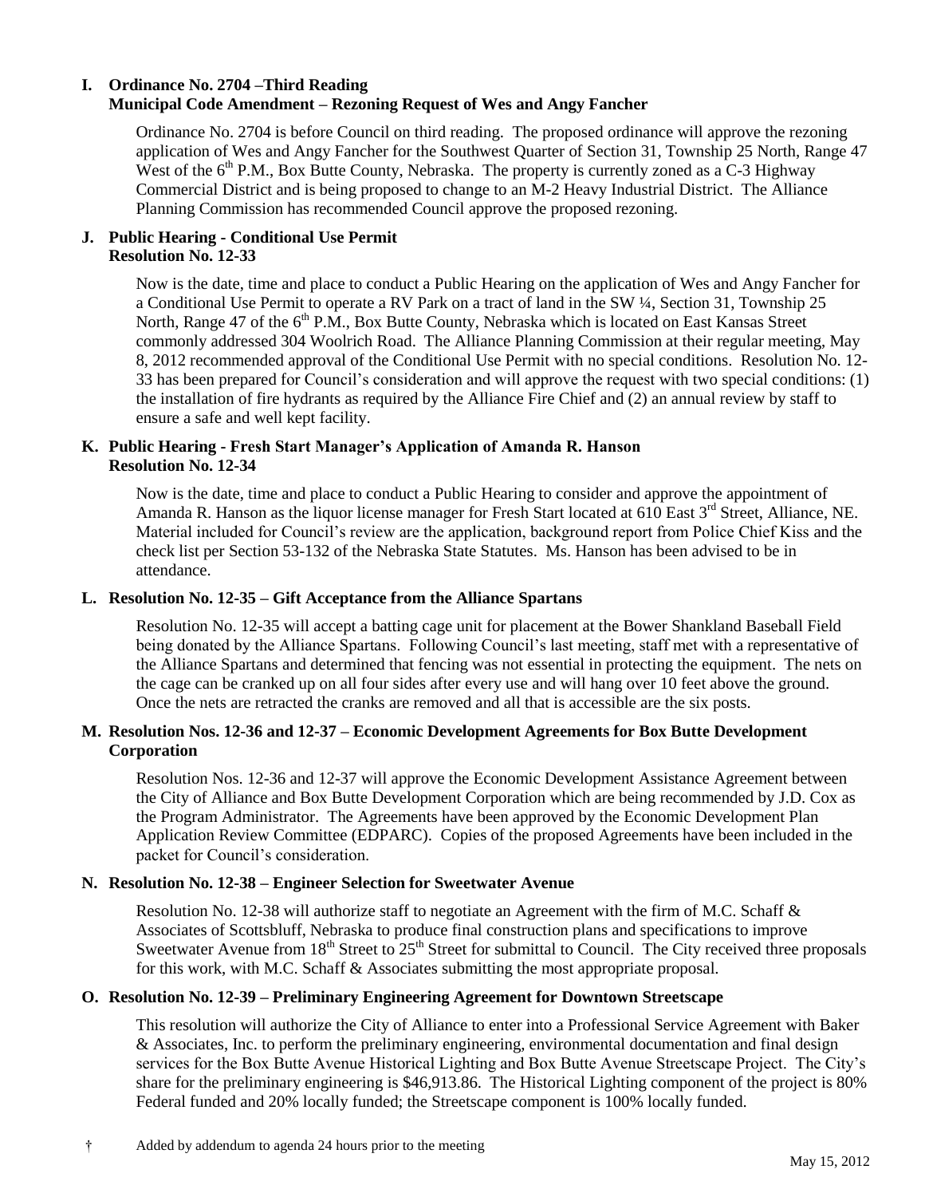**I. Ordinance No. 2704 –Third Reading**
**Municipal Code Amendment – Rezoning Request of Wes and Angy Fancher**

Ordinance No. 2704 is before Council on third reading. The proposed ordinance will approve the rezoning application of Wes and Angy Fancher for the Southwest Quarter of Section 31, Township 25 North, Range 47 West of the 6th P.M., Box Butte County, Nebraska. The property is currently zoned as a C-3 Highway Commercial District and is being proposed to change to an M-2 Heavy Industrial District. The Alliance Planning Commission has recommended Council approve the proposed rezoning.

**J. Public Hearing - Conditional Use Permit**
**Resolution No. 12-33**

Now is the date, time and place to conduct a Public Hearing on the application of Wes and Angy Fancher for a Conditional Use Permit to operate a RV Park on a tract of land in the SW ¼, Section 31, Township 25 North, Range 47 of the 6th P.M., Box Butte County, Nebraska which is located on East Kansas Street commonly addressed 304 Woolrich Road. The Alliance Planning Commission at their regular meeting, May 8, 2012 recommended approval of the Conditional Use Permit with no special conditions. Resolution No. 12-33 has been prepared for Council's consideration and will approve the request with two special conditions: (1) the installation of fire hydrants as required by the Alliance Fire Chief and (2) an annual review by staff to ensure a safe and well kept facility.

**K. Public Hearing - Fresh Start Manager's Application of Amanda R. Hanson**
**Resolution No. 12-34**

Now is the date, time and place to conduct a Public Hearing to consider and approve the appointment of Amanda R. Hanson as the liquor license manager for Fresh Start located at 610 East 3rd Street, Alliance, NE. Material included for Council's review are the application, background report from Police Chief Kiss and the check list per Section 53-132 of the Nebraska State Statutes. Ms. Hanson has been advised to be in attendance.

**L. Resolution No. 12-35 – Gift Acceptance from the Alliance Spartans**

Resolution No. 12-35 will accept a batting cage unit for placement at the Bower Shankland Baseball Field being donated by the Alliance Spartans. Following Council's last meeting, staff met with a representative of the Alliance Spartans and determined that fencing was not essential in protecting the equipment. The nets on the cage can be cranked up on all four sides after every use and will hang over 10 feet above the ground. Once the nets are retracted the cranks are removed and all that is accessible are the six posts.

**M. Resolution Nos. 12-36 and 12-37 – Economic Development Agreements for Box Butte Development Corporation**

Resolution Nos. 12-36 and 12-37 will approve the Economic Development Assistance Agreement between the City of Alliance and Box Butte Development Corporation which are being recommended by J.D. Cox as the Program Administrator. The Agreements have been approved by the Economic Development Plan Application Review Committee (EDPARC). Copies of the proposed Agreements have been included in the packet for Council's consideration.

**N. Resolution No. 12-38 – Engineer Selection for Sweetwater Avenue**

Resolution No. 12-38 will authorize staff to negotiate an Agreement with the firm of M.C. Schaff & Associates of Scottsbluff, Nebraska to produce final construction plans and specifications to improve Sweetwater Avenue from 18th Street to 25th Street for submittal to Council. The City received three proposals for this work, with M.C. Schaff & Associates submitting the most appropriate proposal.

**O. Resolution No. 12-39 – Preliminary Engineering Agreement for Downtown Streetscape**

This resolution will authorize the City of Alliance to enter into a Professional Service Agreement with Baker & Associates, Inc. to perform the preliminary engineering, environmental documentation and final design services for the Box Butte Avenue Historical Lighting and Box Butte Avenue Streetscape Project. The City's share for the preliminary engineering is $46,913.86. The Historical Lighting component of the project is 80% Federal funded and 20% locally funded; the Streetscape component is 100% locally funded.

† Added by addendum to agenda 24 hours prior to the meeting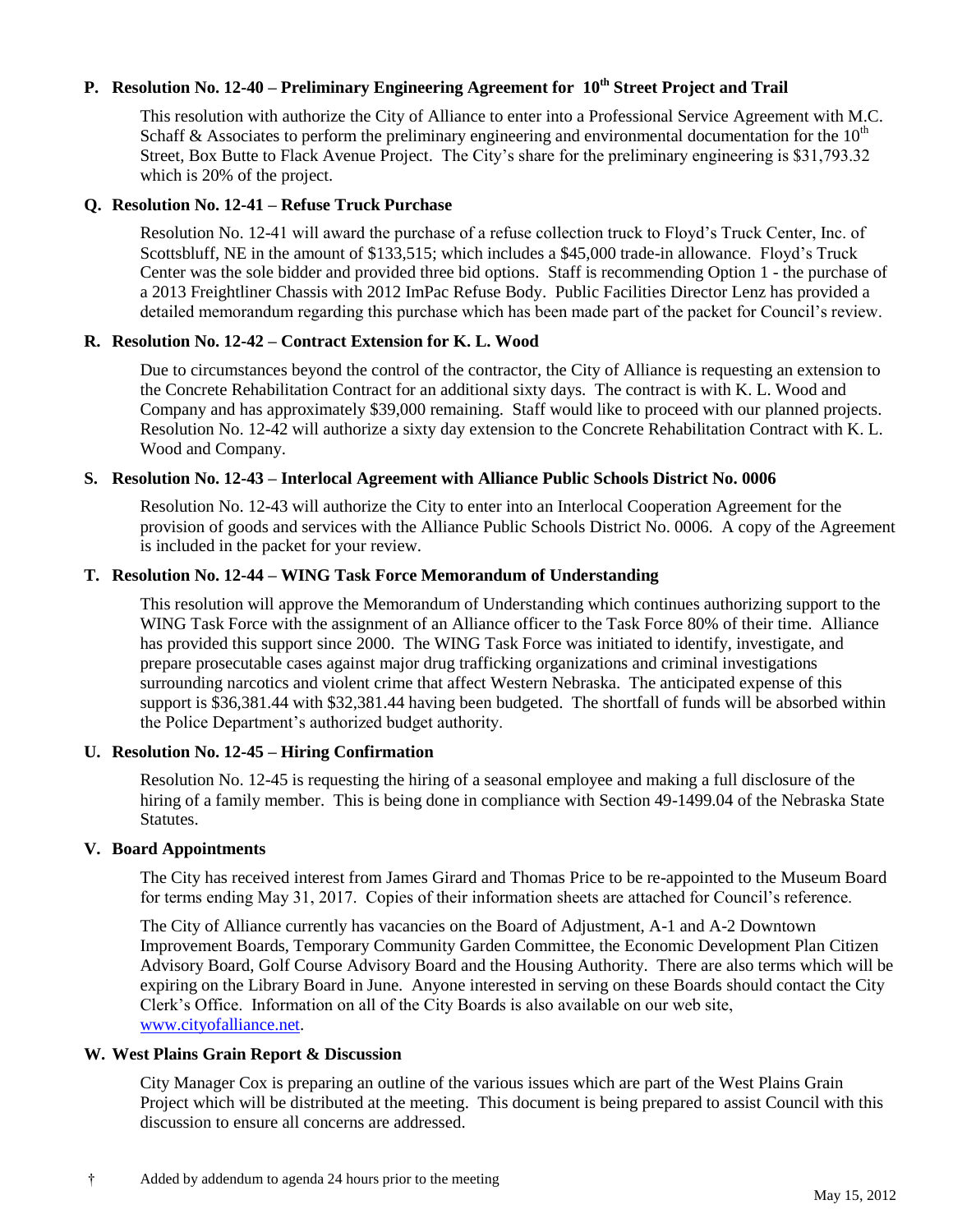### P. Resolution No. 12-40 – Preliminary Engineering Agreement for 10th Street Project and Trail

This resolution with authorize the City of Alliance to enter into a Professional Service Agreement with M.C. Schaff & Associates to perform the preliminary engineering and environmental documentation for the 10th Street, Box Butte to Flack Avenue Project. The City's share for the preliminary engineering is $31,793.32 which is 20% of the project.

### Q. Resolution No. 12-41 – Refuse Truck Purchase

Resolution No. 12-41 will award the purchase of a refuse collection truck to Floyd's Truck Center, Inc. of Scottsbluff, NE in the amount of $133,515; which includes a $45,000 trade-in allowance. Floyd's Truck Center was the sole bidder and provided three bid options. Staff is recommending Option 1 - the purchase of a 2013 Freightliner Chassis with 2012 ImPac Refuse Body. Public Facilities Director Lenz has provided a detailed memorandum regarding this purchase which has been made part of the packet for Council's review.

### R. Resolution No. 12-42 – Contract Extension for K. L. Wood

Due to circumstances beyond the control of the contractor, the City of Alliance is requesting an extension to the Concrete Rehabilitation Contract for an additional sixty days. The contract is with K. L. Wood and Company and has approximately $39,000 remaining. Staff would like to proceed with our planned projects. Resolution No. 12-42 will authorize a sixty day extension to the Concrete Rehabilitation Contract with K. L. Wood and Company.

### S. Resolution No. 12-43 – Interlocal Agreement with Alliance Public Schools District No. 0006

Resolution No. 12-43 will authorize the City to enter into an Interlocal Cooperation Agreement for the provision of goods and services with the Alliance Public Schools District No. 0006. A copy of the Agreement is included in the packet for your review.

### T. Resolution No. 12-44 – WING Task Force Memorandum of Understanding

This resolution will approve the Memorandum of Understanding which continues authorizing support to the WING Task Force with the assignment of an Alliance officer to the Task Force 80% of their time. Alliance has provided this support since 2000. The WING Task Force was initiated to identify, investigate, and prepare prosecutable cases against major drug trafficking organizations and criminal investigations surrounding narcotics and violent crime that affect Western Nebraska. The anticipated expense of this support is $36,381.44 with $32,381.44 having been budgeted. The shortfall of funds will be absorbed within the Police Department's authorized budget authority.

### U. Resolution No. 12-45 – Hiring Confirmation

Resolution No. 12-45 is requesting the hiring of a seasonal employee and making a full disclosure of the hiring of a family member. This is being done in compliance with Section 49-1499.04 of the Nebraska State Statutes.

### V. Board Appointments

The City has received interest from James Girard and Thomas Price to be re-appointed to the Museum Board for terms ending May 31, 2017. Copies of their information sheets are attached for Council's reference.

The City of Alliance currently has vacancies on the Board of Adjustment, A-1 and A-2 Downtown Improvement Boards, Temporary Community Garden Committee, the Economic Development Plan Citizen Advisory Board, Golf Course Advisory Board and the Housing Authority. There are also terms which will be expiring on the Library Board in June. Anyone interested in serving on these Boards should contact the City Clerk's Office. Information on all of the City Boards is also available on our web site, www.cityofalliance.net.

### W. West Plains Grain Report & Discussion

City Manager Cox is preparing an outline of the various issues which are part of the West Plains Grain Project which will be distributed at the meeting. This document is being prepared to assist Council with this discussion to ensure all concerns are addressed.

† Added by addendum to agenda 24 hours prior to the meeting

May 15, 2012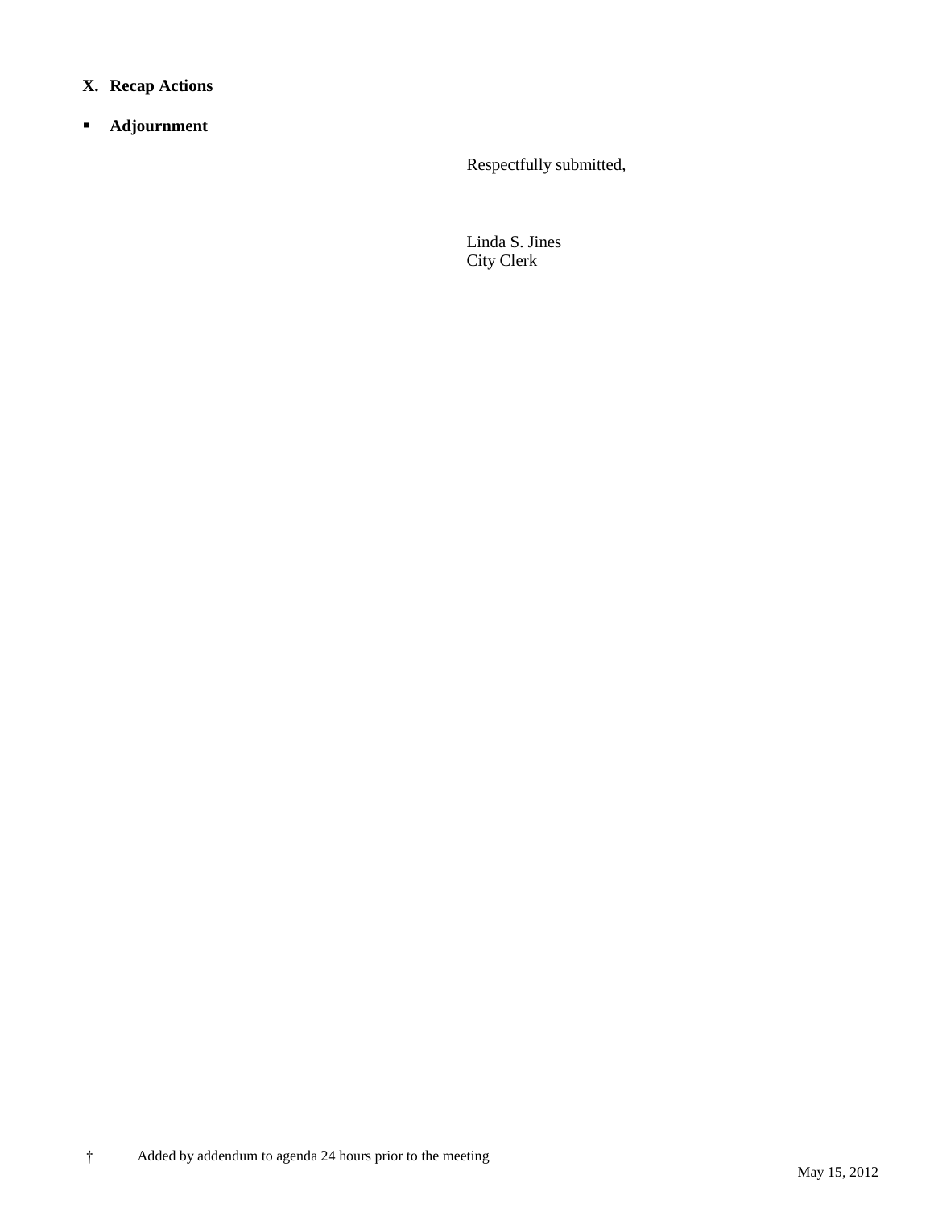## X. Recap Actions

- **Adjournment**

Respectfully submitted,

Linda S. Jines
City Clerk

† Added by addendum to agenda 24 hours prior to the meeting

May 15, 2012